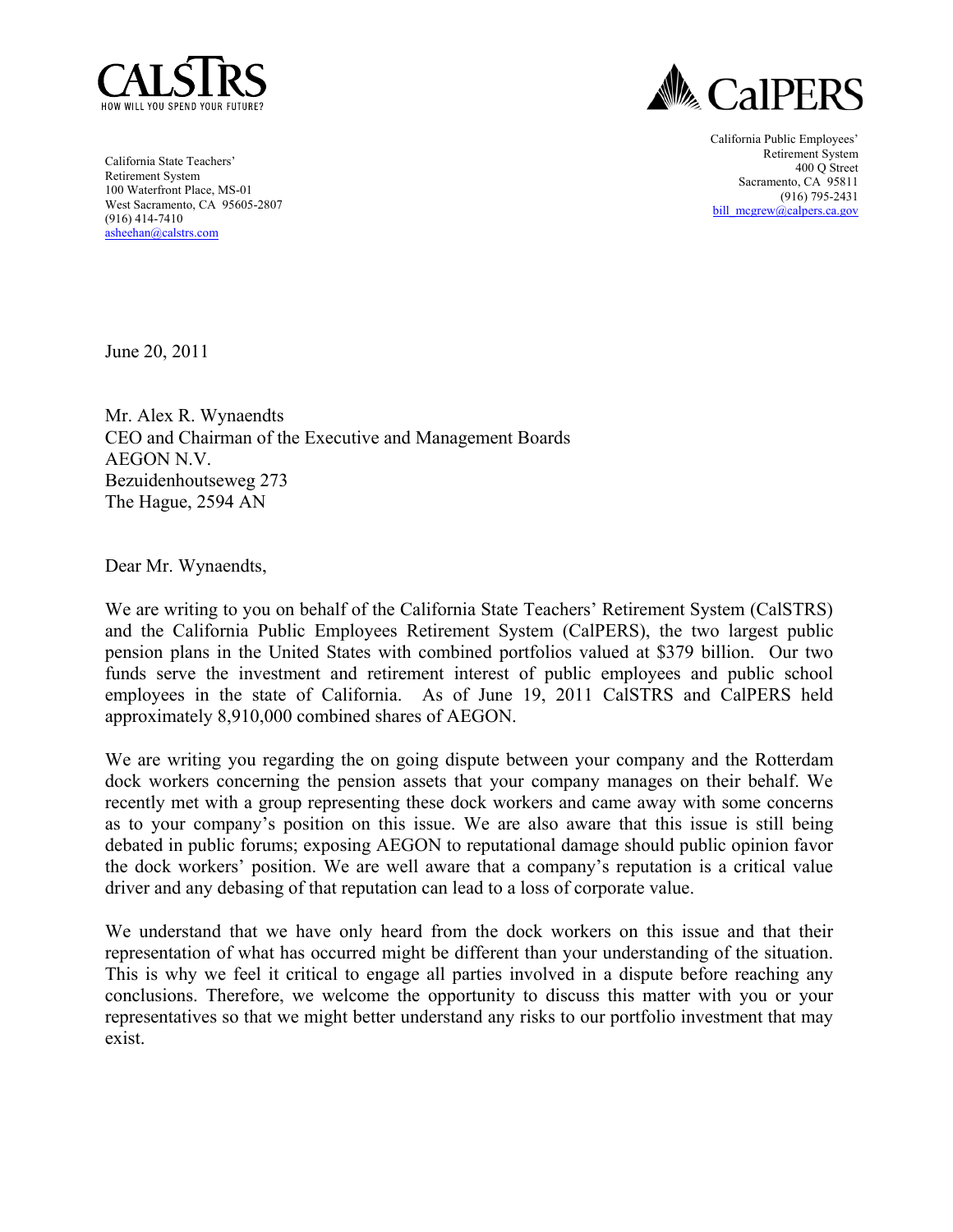CALSTRS
HOW WILL YOU SPEND YOUR FUTURE?

California State Teachers' Retirement System
100 Waterfront Place, MS-01
West Sacramento, CA 95605-2807
(916) 414-7410
asheehan@calstrs.com

CalPERS

California Public Employees' Retirement System
400 Q Street
Sacramento, CA 95811
(916) 795-2431
bill_mcgrew@calpers.ca.gov

June 20, 2011

Mr. Alex R. Wynaendts
CEO and Chairman of the Executive and Management Boards
AEGON N.V.
Bezuidenhoutseweg 273
The Hague, 2594 AN

Dear Mr. Wynaendts,

We are writing to you on behalf of the California State Teachers' Retirement System (CalSTRS) and the California Public Employees Retirement System (CalPERS), the two largest public pension plans in the United States with combined portfolios valued at $379 billion. Our two funds serve the investment and retirement interest of public employees and public school employees in the state of California. As of June 19, 2011 CalSTRS and CalPERS held approximately 8,910,000 combined shares of AEGON.

We are writing you regarding the on going dispute between your company and the Rotterdam dock workers concerning the pension assets that your company manages on their behalf. We recently met with a group representing these dock workers and came away with some concerns as to your company's position on this issue. We are also aware that this issue is still being debated in public forums; exposing AEGON to reputational damage should public opinion favor the dock workers' position. We are well aware that a company's reputation is a critical value driver and any debasing of that reputation can lead to a loss of corporate value.

We understand that we have only heard from the dock workers on this issue and that their representation of what has occurred might be different than your understanding of the situation. This is why we feel it critical to engage all parties involved in a dispute before reaching any conclusions. Therefore, we welcome the opportunity to discuss this matter with you or your representatives so that we might better understand any risks to our portfolio investment that may exist.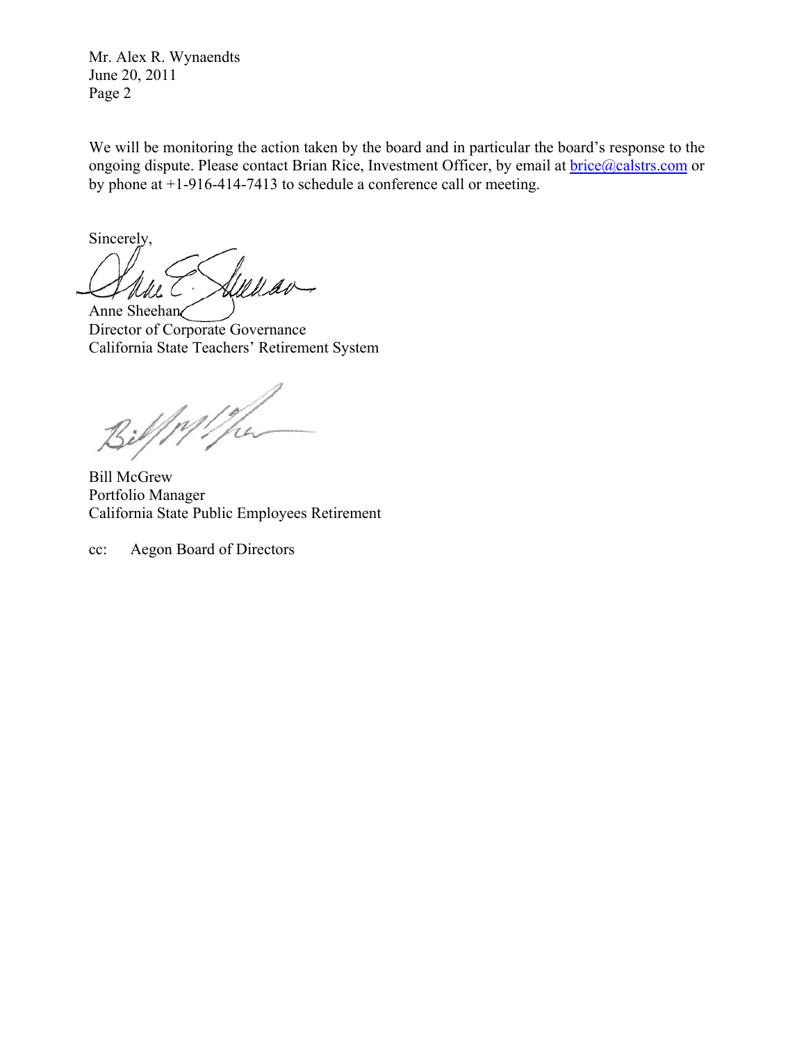Mr. Alex R. Wynaendts
June 20, 2011

We will be monitoring the action taken by the board and in particular the board's response to the ongoing dispute. Please contact Brian Rice, Investment Officer, by email at brice@calstrs.com or by phone at +1-916-414-7413 to schedule a conference call or meeting.

Sincerely,

Anne Sheehan
Director of Corporate Governance
California State Teachers' Retirement System

Bill McGrew
Portfolio Manager
California State Public Employees Retirement

cc: Aegon Board of Directors